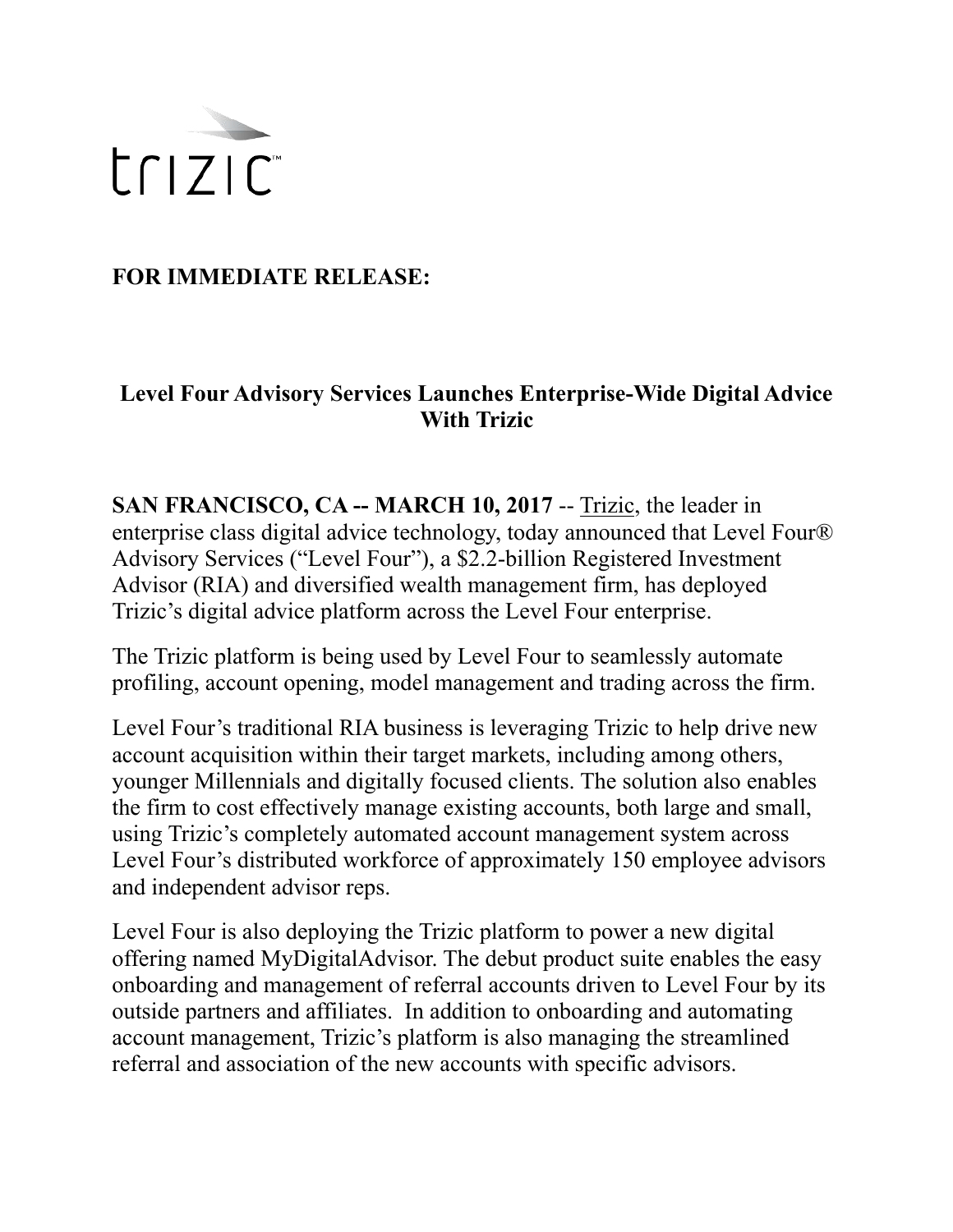trizic™

**FOR IMMEDIATE RELEASE:**

## Level Four Advisory Services Launches Enterprise-Wide Digital Advice With Trizic

**SAN FRANCISCO, CA -- MARCH 10, 2017** -- Trizic, the leader in enterprise class digital advice technology, today announced that Level Four® Advisory Services ("Level Four"), a $2.2-billion Registered Investment Advisor (RIA) and diversified wealth management firm, has deployed Trizic's digital advice platform across the Level Four enterprise.

The Trizic platform is being used by Level Four to seamlessly automate profiling, account opening, model management and trading across the firm.

Level Four's traditional RIA business is leveraging Trizic to help drive new account acquisition within their target markets, including among others, younger Millennials and digitally focused clients. The solution also enables the firm to cost effectively manage existing accounts, both large and small, using Trizic's completely automated account management system across Level Four's distributed workforce of approximately 150 employee advisors and independent advisor reps.

Level Four is also deploying the Trizic platform to power a new digital offering named MyDigitalAdvisor. The debut product suite enables the easy onboarding and management of referral accounts driven to Level Four by its outside partners and affiliates. In addition to onboarding and automating account management, Trizic's platform is also managing the streamlined referral and association of the new accounts with specific advisors.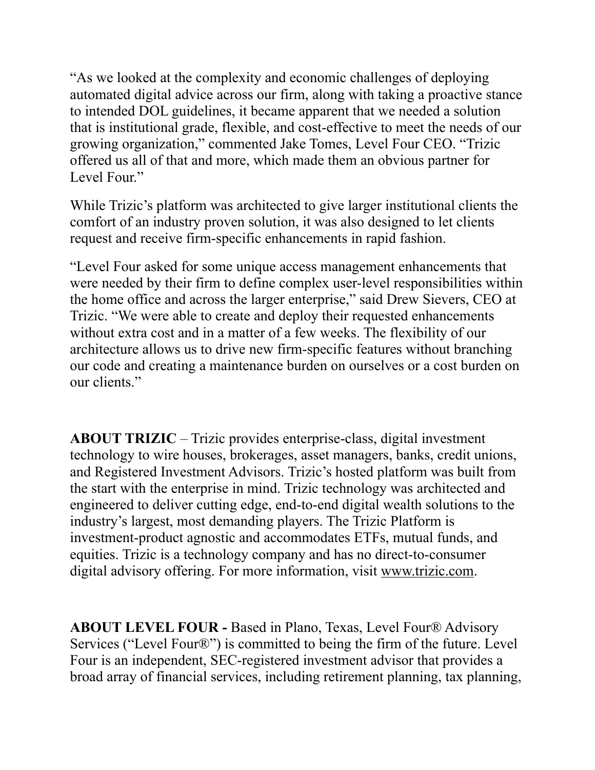"As we looked at the complexity and economic challenges of deploying automated digital advice across our firm, along with taking a proactive stance to intended DOL guidelines, it became apparent that we needed a solution that is institutional grade, flexible, and cost-effective to meet the needs of our growing organization," commented Jake Tomes, Level Four CEO. "Trizic offered us all of that and more, which made them an obvious partner for Level Four."

While Trizic's platform was architected to give larger institutional clients the comfort of an industry proven solution, it was also designed to let clients request and receive firm-specific enhancements in rapid fashion.

"Level Four asked for some unique access management enhancements that were needed by their firm to define complex user-level responsibilities within the home office and across the larger enterprise," said Drew Sievers, CEO at Trizic. "We were able to create and deploy their requested enhancements without extra cost and in a matter of a few weeks. The flexibility of our architecture allows us to drive new firm-specific features without branching our code and creating a maintenance burden on ourselves or a cost burden on our clients."

**ABOUT TRIZIC** – Trizic provides enterprise-class, digital investment technology to wire houses, brokerages, asset managers, banks, credit unions, and Registered Investment Advisors. Trizic's hosted platform was built from the start with the enterprise in mind. Trizic technology was architected and engineered to deliver cutting edge, end-to-end digital wealth solutions to the industry's largest, most demanding players. The Trizic Platform is investment-product agnostic and accommodates ETFs, mutual funds, and equities. Trizic is a technology company and has no direct-to-consumer digital advisory offering. For more information, visit www.trizic.com.

**ABOUT LEVEL FOUR -** Based in Plano, Texas, Level Four® Advisory Services ("Level Four®") is committed to being the firm of the future. Level Four is an independent, SEC-registered investment advisor that provides a broad array of financial services, including retirement planning, tax planning,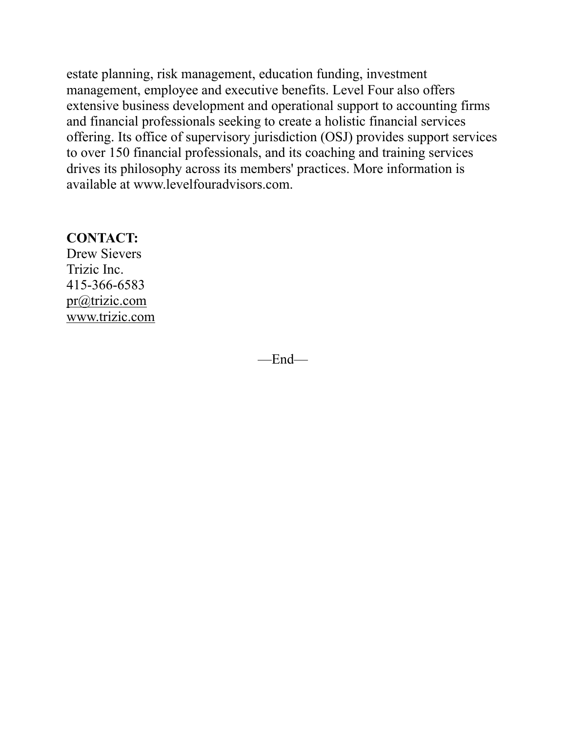estate planning, risk management, education funding, investment management, employee and executive benefits. Level Four also offers extensive business development and operational support to accounting firms and financial professionals seeking to create a holistic financial services offering. Its office of supervisory jurisdiction (OSJ) provides support services to over 150 financial professionals, and its coaching and training services drives its philosophy across its members' practices. More information is available at www.levelfouradvisors.com.

**CONTACT:**
Drew Sievers
Trizic Inc.
415-366-6583
pr@trizic.com
www.trizic.com

—End—